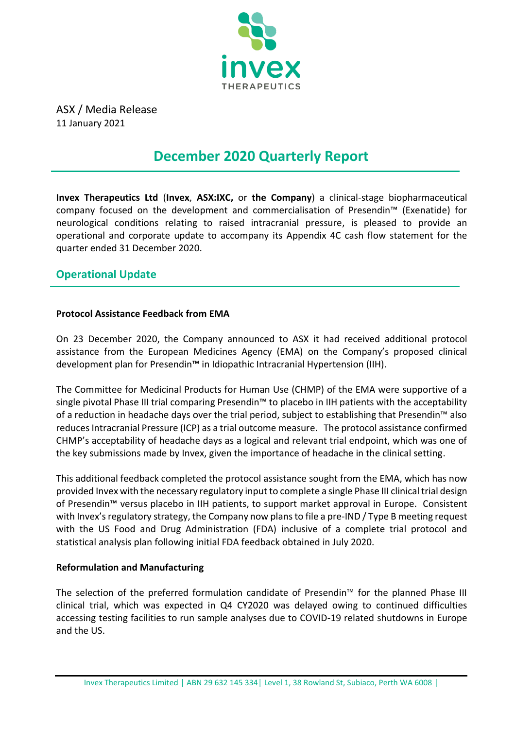ASX / Media Release
11 January 2021

# December 2020 Quarterly Report

**Invex Therapeutics Ltd** (**Invex**, **ASX:IXC,** or **the Company**) a clinical-stage biopharmaceutical company focused on the development and commercialisation of Presendin™ (Exenatide) for neurological conditions relating to raised intracranial pressure, is pleased to provide an operational and corporate update to accompany its Appendix 4C cash flow statement for the quarter ended 31 December 2020.

## Operational Update

**Protocol Assistance Feedback from EMA**

On 23 December 2020, the Company announced to ASX it had received additional protocol assistance from the European Medicines Agency (EMA) on the Company's proposed clinical development plan for Presendin™ in Idiopathic Intracranial Hypertension (IIH).

The Committee for Medicinal Products for Human Use (CHMP) of the EMA were supportive of a single pivotal Phase III trial comparing Presendin™ to placebo in IIH patients with the acceptability of a reduction in headache days over the trial period, subject to establishing that Presendin™ also reduces Intracranial Pressure (ICP) as a trial outcome measure. The protocol assistance confirmed CHMP's acceptability of headache days as a logical and relevant trial endpoint, which was one of the key submissions made by Invex, given the importance of headache in the clinical setting.

This additional feedback completed the protocol assistance sought from the EMA, which has now provided Invex with the necessary regulatory input to complete a single Phase III clinical trial design of Presendin™ versus placebo in IIH patients, to support market approval in Europe. Consistent with Invex's regulatory strategy, the Company now plans to file a pre-IND / Type B meeting request with the US Food and Drug Administration (FDA) inclusive of a complete trial protocol and statistical analysis plan following initial FDA feedback obtained in July 2020.

**Reformulation and Manufacturing**

The selection of the preferred formulation candidate of Presendin™ for the planned Phase III clinical trial, which was expected in Q4 CY2020 was delayed owing to continued difficulties accessing testing facilities to run sample analyses due to COVID-19 related shutdowns in Europe and the US.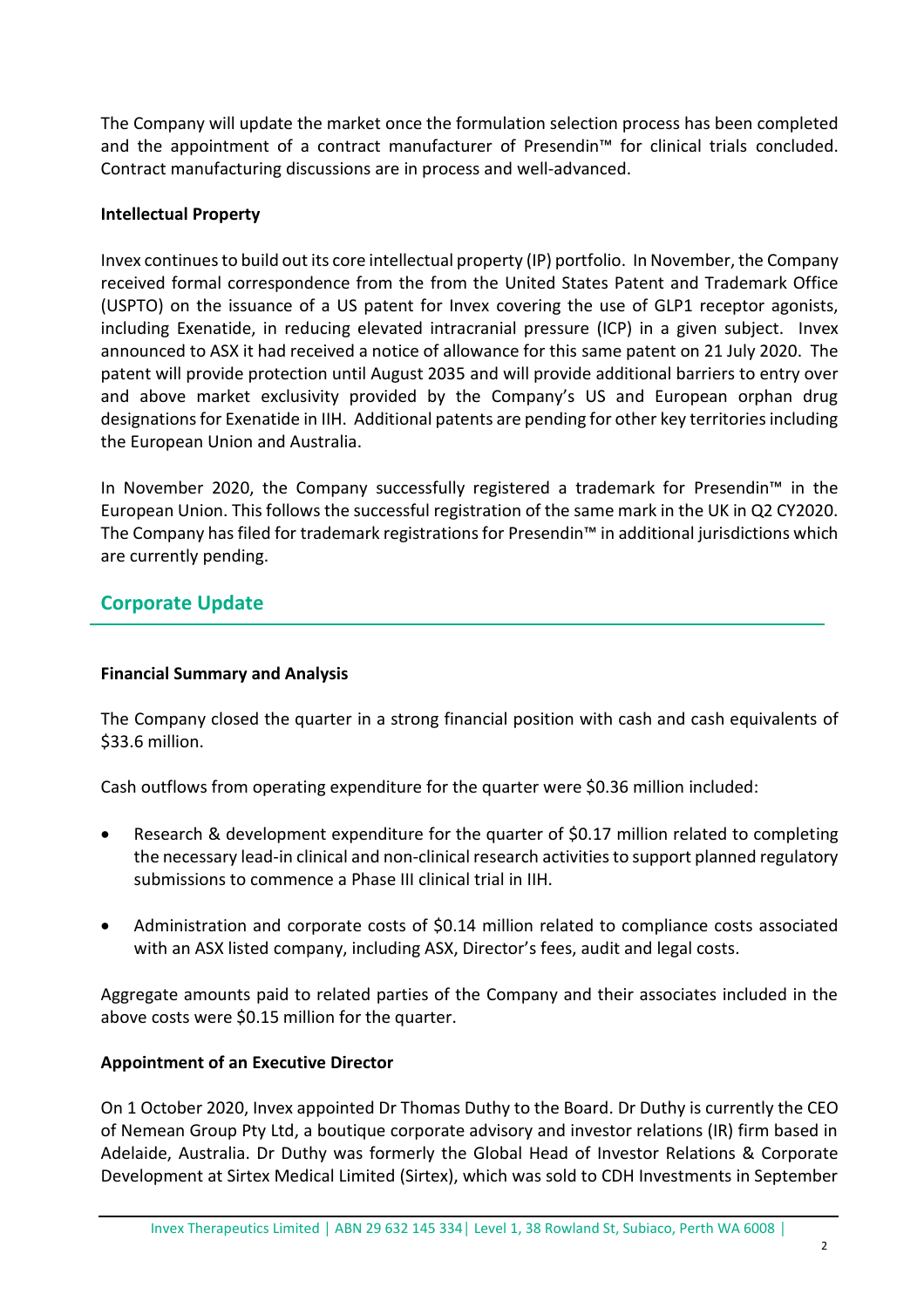The Company will update the market once the formulation selection process has been completed and the appointment of a contract manufacturer of Presendin™ for clinical trials concluded. Contract manufacturing discussions are in process and well-advanced.

**Intellectual Property**

Invex continues to build out its core intellectual property (IP) portfolio. In November, the Company received formal correspondence from the from the United States Patent and Trademark Office (USPTO) on the issuance of a US patent for Invex covering the use of GLP1 receptor agonists, including Exenatide, in reducing elevated intracranial pressure (ICP) in a given subject. Invex announced to ASX it had received a notice of allowance for this same patent on 21 July 2020. The patent will provide protection until August 2035 and will provide additional barriers to entry over and above market exclusivity provided by the Company's US and European orphan drug designations for Exenatide in IIH. Additional patents are pending for other key territories including the European Union and Australia.

In November 2020, the Company successfully registered a trademark for Presendin™ in the European Union. This follows the successful registration of the same mark in the UK in Q2 CY2020. The Company has filed for trademark registrations for Presendin™ in additional jurisdictions which are currently pending.

## Corporate Update

**Financial Summary and Analysis**

The Company closed the quarter in a strong financial position with cash and cash equivalents of \$33.6 million.

Cash outflows from operating expenditure for the quarter were \$0.36 million included:

- Research & development expenditure for the quarter of \$0.17 million related to completing the necessary lead-in clinical and non-clinical research activities to support planned regulatory submissions to commence a Phase III clinical trial in IIH.
- Administration and corporate costs of \$0.14 million related to compliance costs associated with an ASX listed company, including ASX, Director's fees, audit and legal costs.

Aggregate amounts paid to related parties of the Company and their associates included in the above costs were \$0.15 million for the quarter.

**Appointment of an Executive Director**

On 1 October 2020, Invex appointed Dr Thomas Duthy to the Board. Dr Duthy is currently the CEO of Nemean Group Pty Ltd, a boutique corporate advisory and investor relations (IR) firm based in Adelaide, Australia. Dr Duthy was formerly the Global Head of Investor Relations & Corporate Development at Sirtex Medical Limited (Sirtex), which was sold to CDH Investments in September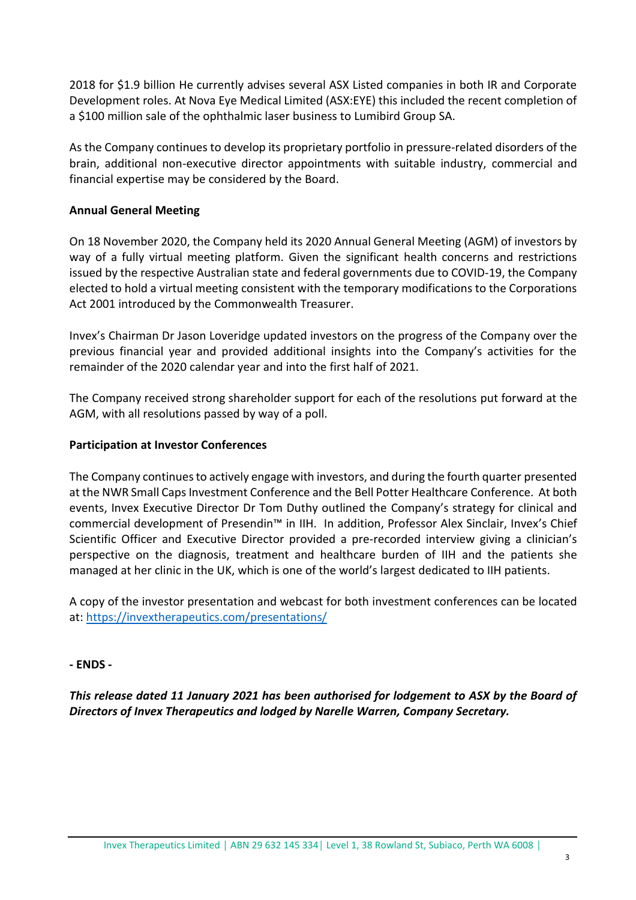2018 for $1.9 billion He currently advises several ASX Listed companies in both IR and Corporate Development roles. At Nova Eye Medical Limited (ASX:EYE) this included the recent completion of a $100 million sale of the ophthalmic laser business to Lumibird Group SA.

As the Company continues to develop its proprietary portfolio in pressure-related disorders of the brain, additional non-executive director appointments with suitable industry, commercial and financial expertise may be considered by the Board.

**Annual General Meeting**

On 18 November 2020, the Company held its 2020 Annual General Meeting (AGM) of investors by way of a fully virtual meeting platform. Given the significant health concerns and restrictions issued by the respective Australian state and federal governments due to COVID-19, the Company elected to hold a virtual meeting consistent with the temporary modifications to the Corporations Act 2001 introduced by the Commonwealth Treasurer.

Invex's Chairman Dr Jason Loveridge updated investors on the progress of the Company over the previous financial year and provided additional insights into the Company's activities for the remainder of the 2020 calendar year and into the first half of 2021.

The Company received strong shareholder support for each of the resolutions put forward at the AGM, with all resolutions passed by way of a poll.

**Participation at Investor Conferences**

The Company continues to actively engage with investors, and during the fourth quarter presented at the NWR Small Caps Investment Conference and the Bell Potter Healthcare Conference. At both events, Invex Executive Director Dr Tom Duthy outlined the Company's strategy for clinical and commercial development of Presendin™ in IIH. In addition, Professor Alex Sinclair, Invex's Chief Scientific Officer and Executive Director provided a pre-recorded interview giving a clinician's perspective on the diagnosis, treatment and healthcare burden of IIH and the patients she managed at her clinic in the UK, which is one of the world's largest dedicated to IIH patients.

A copy of the investor presentation and webcast for both investment conferences can be located at: [https://invextherapeutics.com/presentations/](https://invextherapeutics.com/presentations/)

**- ENDS -**

***This release dated 11 January 2021 has been authorised for lodgement to ASX by the Board of Directors of Invex Therapeutics and lodged by Narelle Warren, Company Secretary.***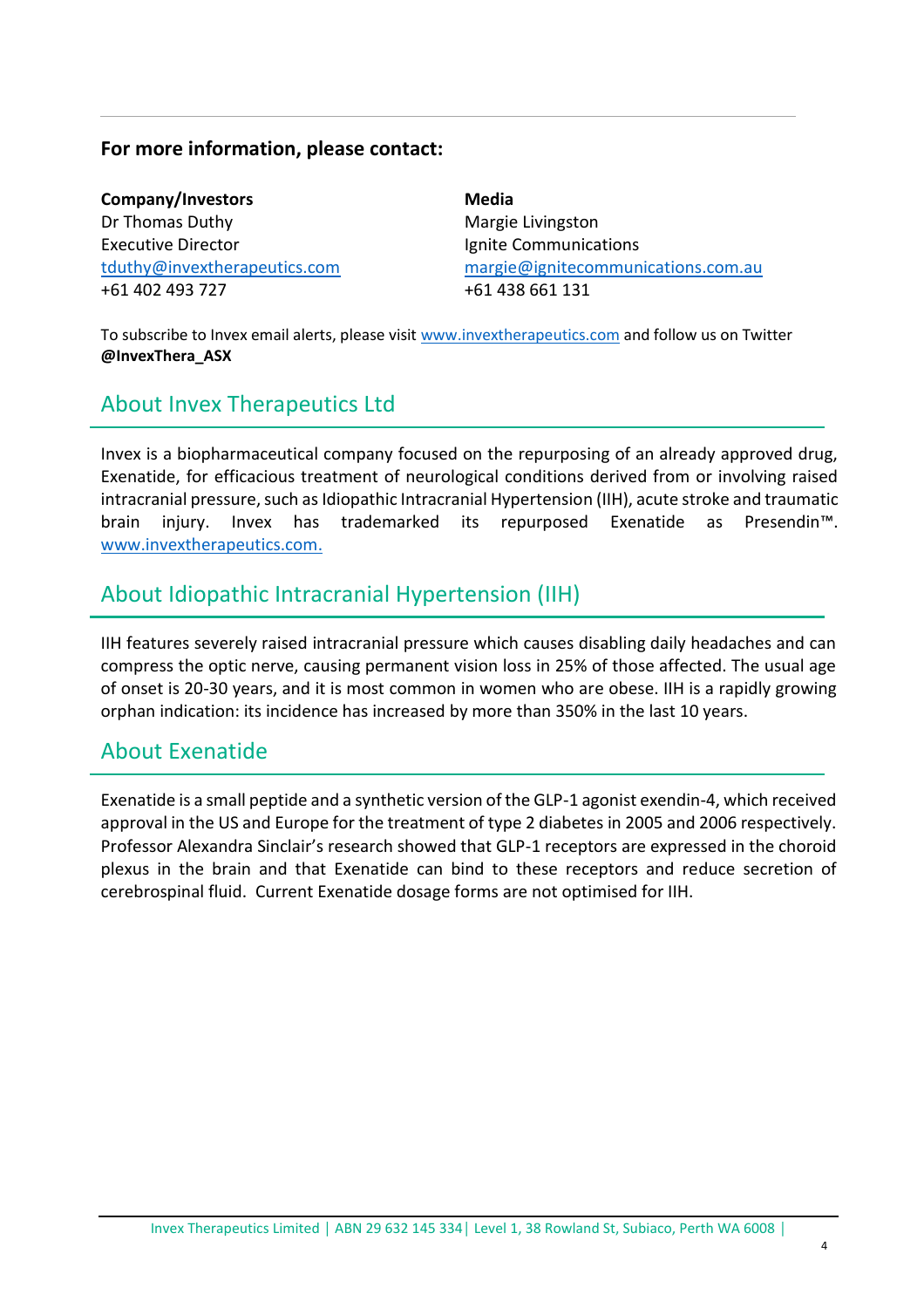**For more information, please contact:**

**Company/Investors**
Dr Thomas Duthy
Executive Director
tduthy@invextherapeutics.com
+61 402 493 727

**Media**
Margie Livingston
Ignite Communications
margie@ignitecommunications.com.au
+61 438 661 131

To subscribe to Invex email alerts, please visit www.invextherapeutics.com and follow us on Twitter **@InvexThera_ASX**

## About Invex Therapeutics Ltd

Invex is a biopharmaceutical company focused on the repurposing of an already approved drug, Exenatide, for efficacious treatment of neurological conditions derived from or involving raised intracranial pressure, such as Idiopathic Intracranial Hypertension (IIH), acute stroke and traumatic brain injury. Invex has trademarked its repurposed Exenatide as Presendin™. www.invextherapeutics.com.

## About Idiopathic Intracranial Hypertension (IIH)

IIH features severely raised intracranial pressure which causes disabling daily headaches and can compress the optic nerve, causing permanent vision loss in 25% of those affected. The usual age of onset is 20-30 years, and it is most common in women who are obese. IIH is a rapidly growing orphan indication: its incidence has increased by more than 350% in the last 10 years.

## About Exenatide

Exenatide is a small peptide and a synthetic version of the GLP-1 agonist exendin-4, which received approval in the US and Europe for the treatment of type 2 diabetes in 2005 and 2006 respectively. Professor Alexandra Sinclair's research showed that GLP-1 receptors are expressed in the choroid plexus in the brain and that Exenatide can bind to these receptors and reduce secretion of cerebrospinal fluid. Current Exenatide dosage forms are not optimised for IIH.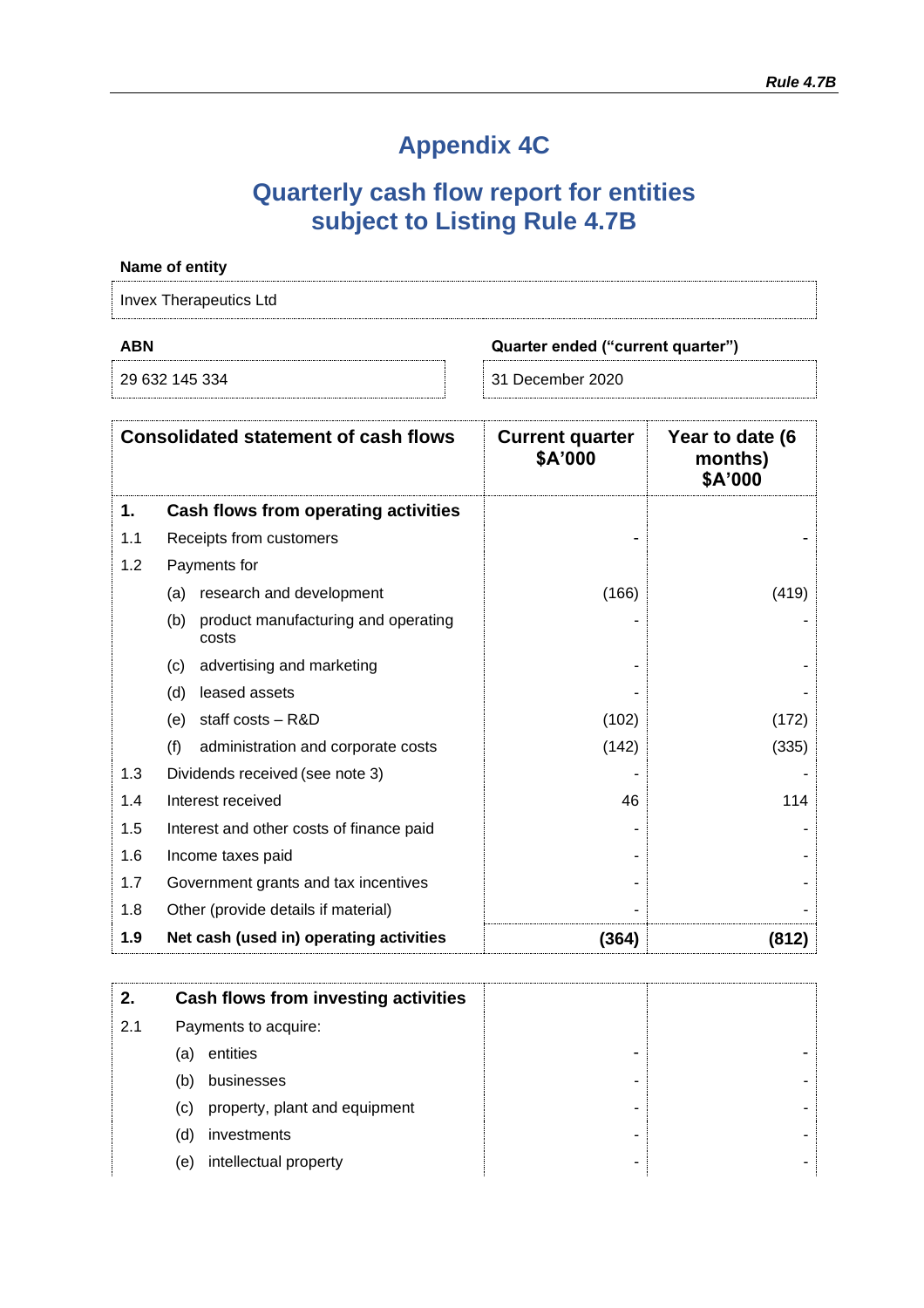# Appendix 4C

## Quarterly cash flow report for entities subject to Listing Rule 4.7B

**Name of entity**

| Invex Therapeutics Ltd |
|---|

| ABN | Quarter ended ("current quarter") |
|---|---|
| 29 632 145 334 | 31 December 2020 |

| | Consolidated statement of cash flows | Current quarter $A'000 | Year to date (6 months) $A'000 |
|---|---|---|---|
| **1.** | **Cash flows from operating activities** | | |
| 1.1 | Receipts from customers | - | - |
| 1.2 | Payments for | | |
| | (a) research and development | (166) | (419) |
| | (b) product manufacturing and operating costs | - | - |
| | (c) advertising and marketing | - | - |
| | (d) leased assets | - | - |
| | (e) staff costs – R&D | (102) | (172) |
| | (f) administration and corporate costs | (142) | (335) |
| 1.3 | Dividends received (see note 3) | - | - |
| 1.4 | Interest received | 46 | 114 |
| 1.5 | Interest and other costs of finance paid | - | - |
| 1.6 | Income taxes paid | - | - |
| 1.7 | Government grants and tax incentives | - | - |
| 1.8 | Other (provide details if material) | - | - |
| **1.9** | **Net cash (used in) operating activities** | **(364)** | **(812)** |

| | | | |
|---|---|---|---|
| **2.** | **Cash flows from investing activities** | | |
| 2.1 | Payments to acquire: | | |
| | (a) entities | - | - |
| | (b) businesses | - | - |
| | (c) property, plant and equipment | - | - |
| | (d) investments | - | - |
| | (e) intellectual property | - | - |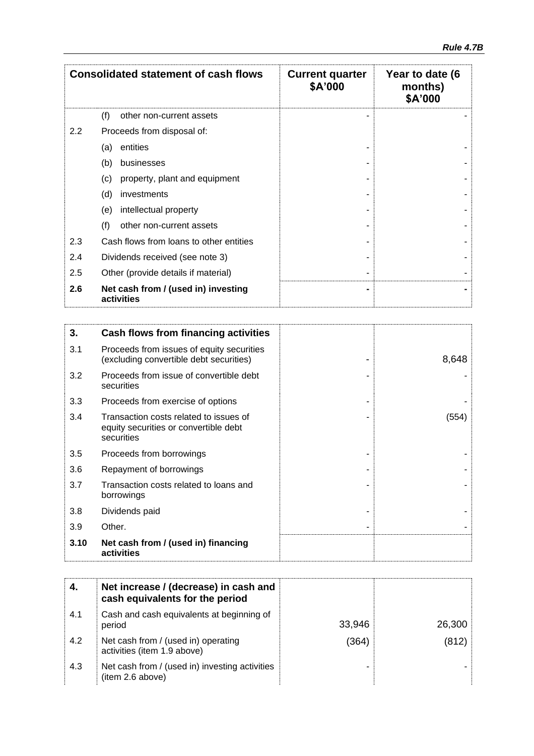| Consolidated statement of cash flows | | Current quarter $A'000 | Year to date (6 months) $A'000 |
|---|---|---|---|
| | (f) other non-current assets | - | - |
| 2.2 | Proceeds from disposal of: | | |
| | (a) entities | - | - |
| | (b) businesses | - | - |
| | (c) property, plant and equipment | - | - |
| | (d) investments | - | - |
| | (e) intellectual property | - | - |
| | (f) other non-current assets | - | - |
| 2.3 | Cash flows from loans to other entities | - | - |
| 2.4 | Dividends received (see note 3) | - | - |
| 2.5 | Other (provide details if material) | - | - |
| **2.6** | **Net cash from / (used in) investing activities** | **-** | **-** |

| **3.** | **Cash flows from financing activities** | | |
|---|---|---|---|
| 3.1 | Proceeds from issues of equity securities (excluding convertible debt securities) | - | 8,648 |
| 3.2 | Proceeds from issue of convertible debt securities | - | - |
| 3.3 | Proceeds from exercise of options | - | - |
| 3.4 | Transaction costs related to issues of equity securities or convertible debt securities | - | (554) |
| 3.5 | Proceeds from borrowings | - | - |
| 3.6 | Repayment of borrowings | - | - |
| 3.7 | Transaction costs related to loans and borrowings | - | - |
| 3.8 | Dividends paid | - | - |
| 3.9 | Other. | - | - |
| **3.10** | **Net cash from / (used in) financing activities** | | |

| **4.** | **Net increase / (decrease) in cash and cash equivalents for the period** | | |
|---|---|---|---|
| 4.1 | Cash and cash equivalents at beginning of period | 33,946 | 26,300 |
| 4.2 | Net cash from / (used in) operating activities (item 1.9 above) | (364) | (812) |
| 4.3 | Net cash from / (used in) investing activities (item 2.6 above) | - | - |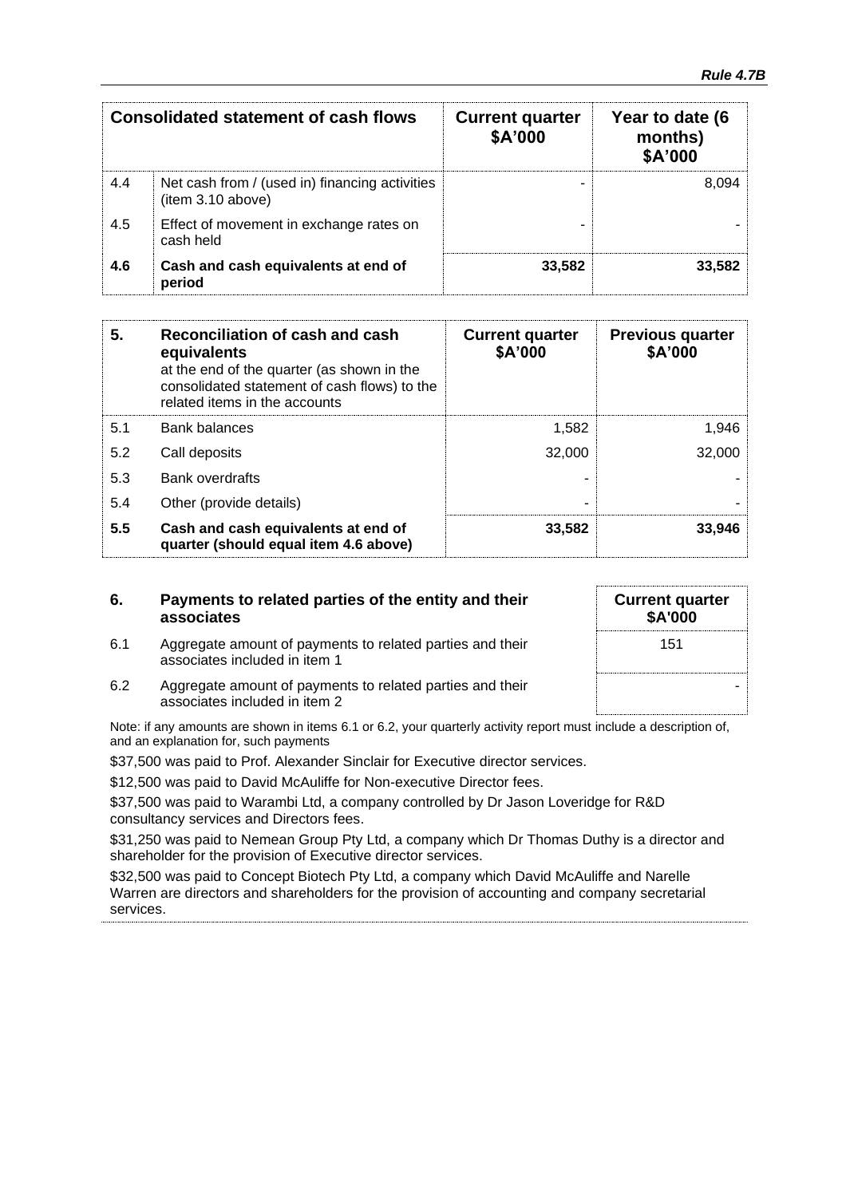| | Consolidated statement of cash flows | Current quarter $A'000 | Year to date (6 months) $A'000 |
|---|---|---|---|
| 4.4 | Net cash from / (used in) financing activities (item 3.10 above) | - | 8,094 |
| 4.5 | Effect of movement in exchange rates on cash held | - | - |
| **4.6** | **Cash and cash equivalents at end of period** | **33,582** | **33,582** |

| 5. | Reconciliation of cash and cash equivalents at the end of the quarter (as shown in the consolidated statement of cash flows) to the related items in the accounts | Current quarter $A'000 | Previous quarter $A'000 |
|---|---|---|---|
| 5.1 | Bank balances | 1,582 | 1,946 |
| 5.2 | Call deposits | 32,000 | 32,000 |
| 5.3 | Bank overdrafts | - | - |
| 5.4 | Other (provide details) | - | - |
| **5.5** | **Cash and cash equivalents at end of quarter (should equal item 4.6 above)** | **33,582** | **33,946** |

| 6. | Payments to related parties of the entity and their associates | Current quarter $A'000 |
|---|---|---|
| 6.1 | Aggregate amount of payments to related parties and their associates included in item 1 | 151 |
| 6.2 | Aggregate amount of payments to related parties and their associates included in item 2 | - |

Note: if any amounts are shown in items 6.1 or 6.2, your quarterly activity report must include a description of, and an explanation for, such payments

$37,500 was paid to Prof. Alexander Sinclair for Executive director services.

$12,500 was paid to David McAuliffe for Non-executive Director fees.

$37,500 was paid to Warambi Ltd, a company controlled by Dr Jason Loveridge for R&D consultancy services and Directors fees.

$31,250 was paid to Nemean Group Pty Ltd, a company which Dr Thomas Duthy is a director and shareholder for the provision of Executive director services.

$32,500 was paid to Concept Biotech Pty Ltd, a company which David McAuliffe and Narelle Warren are directors and shareholders for the provision of accounting and company secretarial services.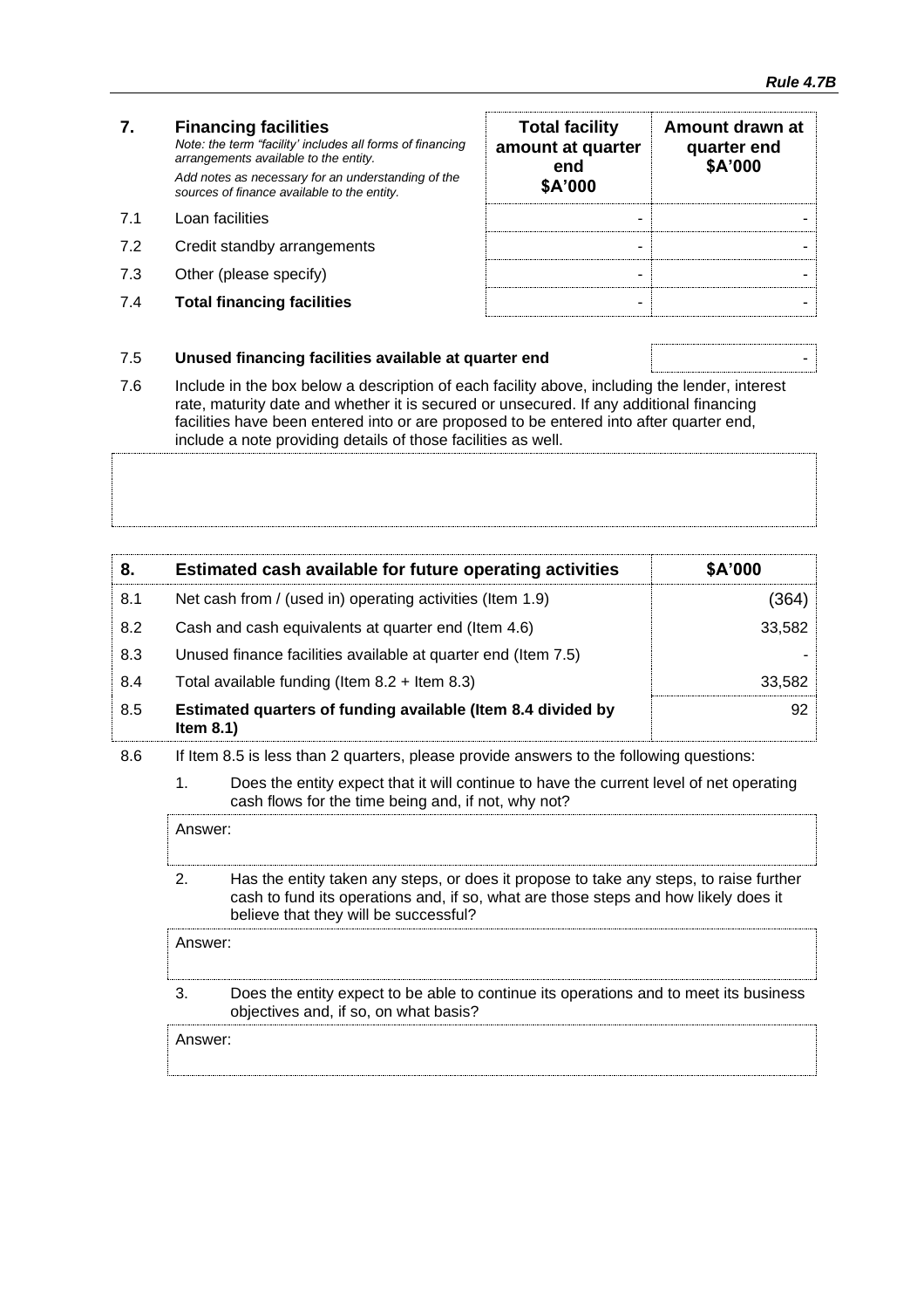| 7. | **Financing facilities**<br>*Note: the term "facility' includes all forms of financing arrangements available to the entity.*<br>*Add notes as necessary for an understanding of the sources of finance available to the entity.* | **Total facility amount at quarter end**<br>**$A'000** | **Amount drawn at quarter end**<br>**$A'000** |
|---|---|---|---|
| 7.1 | Loan facilities | - | - |
| 7.2 | Credit standby arrangements | - | - |
| 7.3 | Other (please specify) | - | - |
| 7.4 | **Total financing facilities** | - | - |

| | | |
|---|---|---|
| 7.5 | **Unused financing facilities available at quarter end** | - |

7.6 Include in the box below a description of each facility above, including the lender, interest rate, maturity date and whether it is secured or unsecured. If any additional financing facilities have been entered into or are proposed to be entered into after quarter end, include a note providing details of those facilities as well.

| 8. | **Estimated cash available for future operating activities** | **$A'000** |
|---|---|---|
| 8.1 | Net cash from / (used in) operating activities (Item 1.9) | (364) |
| 8.2 | Cash and cash equivalents at quarter end (Item 4.6) | 33,582 |
| 8.3 | Unused finance facilities available at quarter end (Item 7.5) | - |
| 8.4 | Total available funding (Item 8.2 + Item 8.3) | 33,582 |
| 8.5 | **Estimated quarters of funding available (Item 8.4 divided by Item 8.1)** | 92 |

8.6 If Item 8.5 is less than 2 quarters, please provide answers to the following questions:

1. Does the entity expect that it will continue to have the current level of net operating cash flows for the time being and, if not, why not?

Answer:

2. Has the entity taken any steps, or does it propose to take any steps, to raise further cash to fund its operations and, if so, what are those steps and how likely does it believe that they will be successful?

Answer:

3. Does the entity expect to be able to continue its operations and to meet its business objectives and, if so, on what basis?

Answer: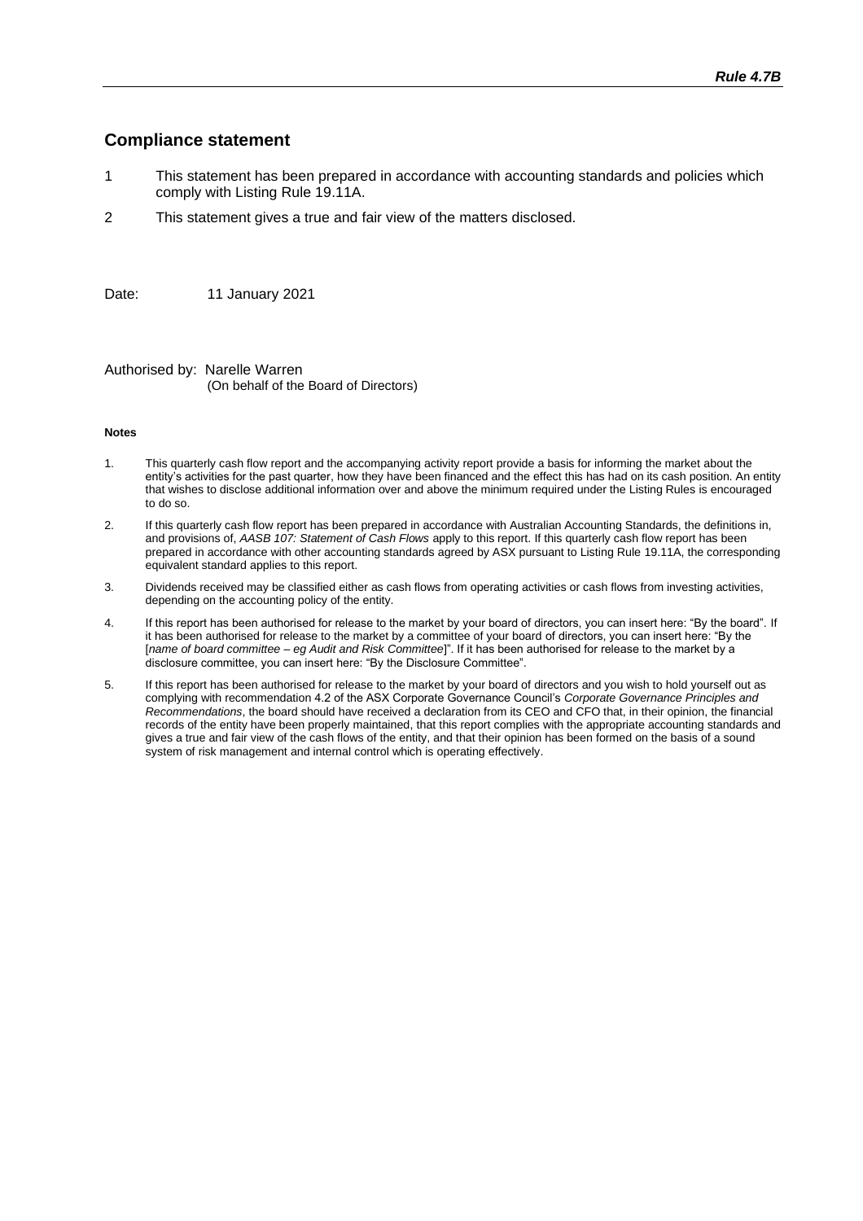## Compliance statement

1. This statement has been prepared in accordance with accounting standards and policies which comply with Listing Rule 19.11A.
2. This statement gives a true and fair view of the matters disclosed.

Date: 11 January 2021

Authorised by: Narelle Warren
(On behalf of the Board of Directors)

**Notes**

1. This quarterly cash flow report and the accompanying activity report provide a basis for informing the market about the entity's activities for the past quarter, how they have been financed and the effect this has had on its cash position. An entity that wishes to disclose additional information over and above the minimum required under the Listing Rules is encouraged to do so.
2. If this quarterly cash flow report has been prepared in accordance with Australian Accounting Standards, the definitions in, and provisions of, *AASB 107: Statement of Cash Flows* apply to this report. If this quarterly cash flow report has been prepared in accordance with other accounting standards agreed by ASX pursuant to Listing Rule 19.11A, the corresponding equivalent standard applies to this report.
3. Dividends received may be classified either as cash flows from operating activities or cash flows from investing activities, depending on the accounting policy of the entity.
4. If this report has been authorised for release to the market by your board of directors, you can insert here: "By the board". If it has been authorised for release to the market by a committee of your board of directors, you can insert here: "By the [*name of board committee – eg Audit and Risk Committee*]". If it has been authorised for release to the market by a disclosure committee, you can insert here: "By the Disclosure Committee".
5. If this report has been authorised for release to the market by your board of directors and you wish to hold yourself out as complying with recommendation 4.2 of the ASX Corporate Governance Council's *Corporate Governance Principles and Recommendations*, the board should have received a declaration from its CEO and CFO that, in their opinion, the financial records of the entity have been properly maintained, that this report complies with the appropriate accounting standards and gives a true and fair view of the cash flows of the entity, and that their opinion has been formed on the basis of a sound system of risk management and internal control which is operating effectively.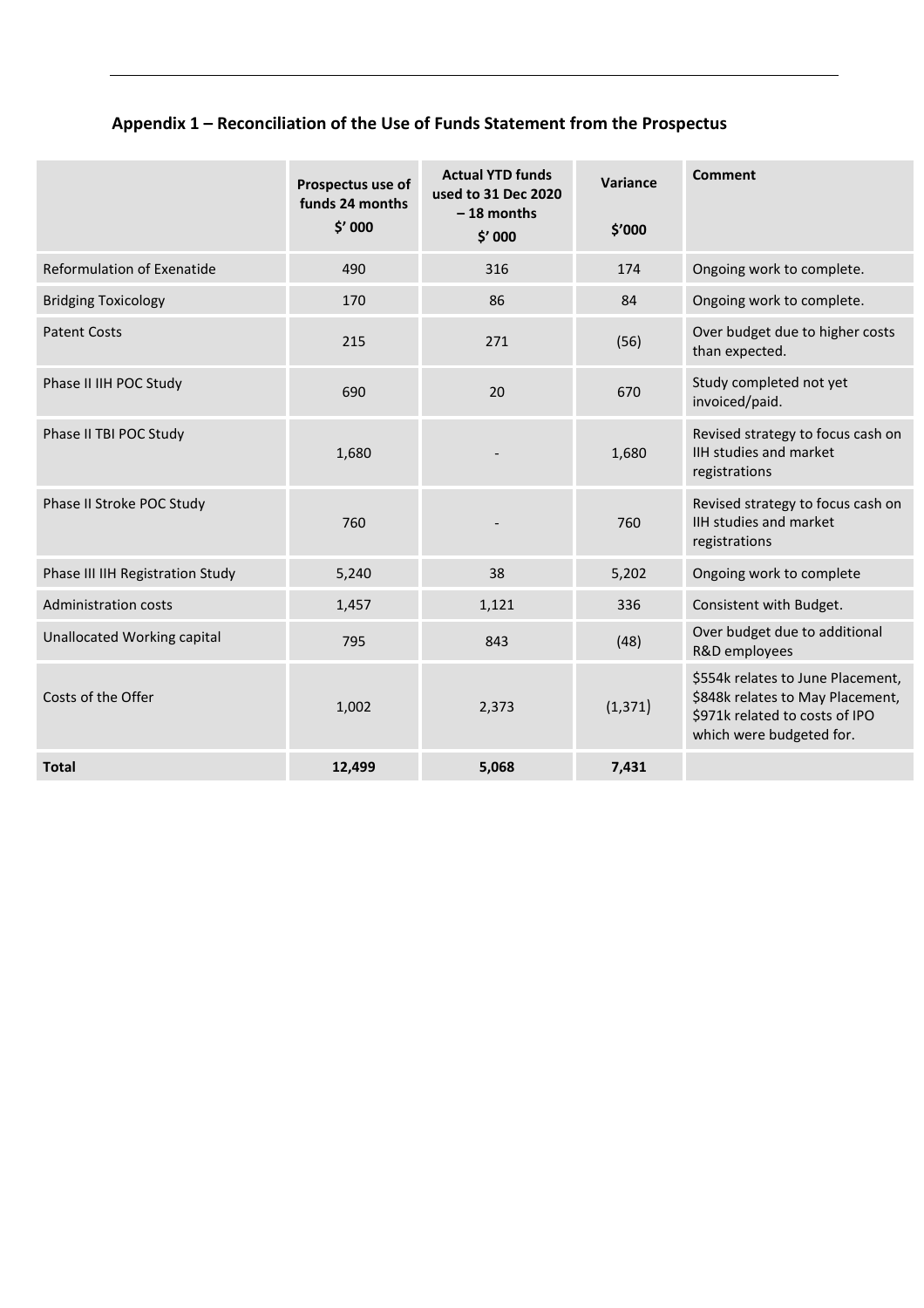## Appendix 1 – Reconciliation of the Use of Funds Statement from the Prospectus

| | Prospectus use of funds 24 months $' 000 | Actual YTD funds used to 31 Dec 2020 – 18 months $' 000 | Variance $'000 | Comment |
|---|---|---|---|---|
| Reformulation of Exenatide | 490 | 316 | 174 | Ongoing work to complete. |
| Bridging Toxicology | 170 | 86 | 84 | Ongoing work to complete. |
| Patent Costs | 215 | 271 | (56) | Over budget due to higher costs than expected. |
| Phase II IIH POC Study | 690 | 20 | 670 | Study completed not yet invoiced/paid. |
| Phase II TBI POC Study | 1,680 | - | 1,680 | Revised strategy to focus cash on IIH studies and market registrations |
| Phase II Stroke POC Study | 760 | - | 760 | Revised strategy to focus cash on IIH studies and market registrations |
| Phase III IIH Registration Study | 5,240 | 38 | 5,202 | Ongoing work to complete |
| Administration costs | 1,457 | 1,121 | 336 | Consistent with Budget. |
| Unallocated Working capital | 795 | 843 | (48) | Over budget due to additional R&D employees |
| Costs of the Offer | 1,002 | 2,373 | (1,371) | $554k relates to June Placement, $848k relates to May Placement, $971k related to costs of IPO which were budgeted for. |
| **Total** | **12,499** | **5,068** | **7,431** | |